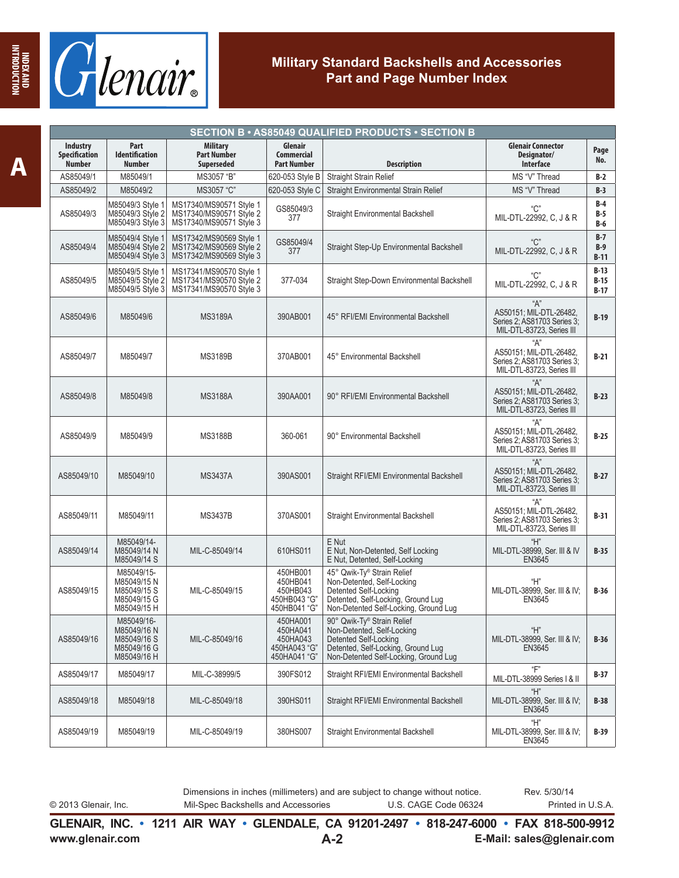# Military Standard Backshells and Accessories
## Part and Page Number Index

| SECTION B • AS85049 QUALIFIED PRODUCTS • SECTION B | | | | | | |
|---|---|---|---|---|---|---|
| **Industry Specification Number** | **Part Identification Number** | **Military Part Number Superseded** | **Glenair Commercial Part Number** | **Description** | **Glenair Connector Designator/ Interface** | **Page No.** |
| AS85049/1 | M85049/1 | MS3057 "B" | 620-053 Style B | Straight Strain Relief | MS "V" Thread | B-2 |
| AS85049/2 | M85049/2 | MS3057 "C" | 620-053 Style C | Straight Environmental Strain Relief | MS "V" Thread | B-3 |
| AS85049/3 | M85049/3 Style 1<br>M85049/3 Style 2<br>M85049/3 Style 3 | MS17340/MS90571 Style 1<br>MS17340/MS90571 Style 2<br>MS17340/MS90571 Style 3 | GS85049/3<br>377 | Straight Environmental Backshell | "C"<br>MIL-DTL-22992, C, J & R | B-4<br>B-5<br>B-6 |
| AS85049/4 | M85049/4 Style 1<br>M85049/4 Style 2<br>M85049/4 Style 3 | MS17342/MS90569 Style 1<br>MS17342/MS90569 Style 2<br>MS17342/MS90569 Style 3 | GS85049/4<br>377 | Straight Step-Up Environmental Backshell | "C"<br>MIL-DTL-22992, C, J & R | B-7<br>B-9<br>B-11 |
| AS85049/5 | M85049/5 Style 1<br>M85049/5 Style 2<br>M85049/5 Style 3 | MS17341/MS90570 Style 1<br>MS17341/MS90570 Style 2<br>MS17341/MS90570 Style 3 | 377-034 | Straight Step-Down Environmental Backshell | "C"<br>MIL-DTL-22992, C, J & R | B-13<br>B-15<br>B-17 |
| AS85049/6 | M85049/6 | MS3189A | 390AB001 | 45° RFI/EMI Environmental Backshell | "A"<br>AS50151; MIL-DTL-26482, Series 2; AS81703 Series 3; MIL-DTL-83723, Series III | B-19 |
| AS85049/7 | M85049/7 | MS3189B | 370AB001 | 45° Environmental Backshell | "A"<br>AS50151; MIL-DTL-26482, Series 2; AS81703 Series 3; MIL-DTL-83723, Series III | B-21 |
| AS85049/8 | M85049/8 | MS3188A | 390AA001 | 90° RFI/EMI Environmental Backshell | "A"<br>AS50151; MIL-DTL-26482, Series 2; AS81703 Series 3; MIL-DTL-83723, Series III | B-23 |
| AS85049/9 | M85049/9 | MS3188B | 360-061 | 90° Environmental Backshell | "A"<br>AS50151; MIL-DTL-26482, Series 2; AS81703 Series 3; MIL-DTL-83723, Series III | B-25 |
| AS85049/10 | M85049/10 | MS3437A | 390AS001 | Straight RFI/EMI Environmental Backshell | "A"<br>AS50151; MIL-DTL-26482, Series 2; AS81703 Series 3; MIL-DTL-83723, Series III | B-27 |
| AS85049/11 | M85049/11 | MS3437B | 370AS001 | Straight Environmental Backshell | "A"<br>AS50151; MIL-DTL-26482, Series 2; AS81703 Series 3; MIL-DTL-83723, Series III | B-31 |
| AS85049/14 | M85049/14-<br>M85049/14 N<br>M85049/14 S | MIL-C-85049/14 | 610HS011 | E Nut<br>E Nut, Non-Detented, Self Locking<br>E Nut, Detented, Self-Locking | "H"<br>MIL-DTL-38999, Ser. III & IV<br>EN3645 | B-35 |
| AS85049/15 | M85049/15-<br>M85049/15 N<br>M85049/15 S<br>M85049/15 G<br>M85049/15 H | MIL-C-85049/15 | 450HB001<br>450HB041<br>450HB043<br>450HB043 "G"<br>450HB041 "G" | 45° Qwik-Ty® Strain Relief<br>Non-Detented, Self-Locking<br>Detented Self-Locking<br>Detented, Self-Locking, Ground Lug<br>Non-Detented Self-Locking, Ground Lug | "H"<br>MIL-DTL-38999, Ser. III & IV;<br>EN3645 | B-36 |
| AS85049/16 | M85049/16-<br>M85049/16 N<br>M85049/16 S<br>M85049/16 G<br>M85049/16 H | MIL-C-85049/16 | 450HA001<br>450HA041<br>450HA043<br>450HA043 "G"<br>450HA041 "G" | 90° Qwik-Ty® Strain Relief<br>Non-Detented, Self-Locking<br>Detented Self-Locking<br>Detented, Self-Locking, Ground Lug<br>Non-Detented Self-Locking, Ground Lug | "H"<br>MIL-DTL-38999, Ser. III & IV;<br>EN3645 | B-36 |
| AS85049/17 | M85049/17 | MIL-C-38999/5 | 390FS012 | Straight RFI/EMI Environmental Backshell | "F"<br>MIL-DTL-38999 Series I & II | B-37 |
| AS85049/18 | M85049/18 | MIL-C-85049/18 | 390HS011 | Straight RFI/EMI Environmental Backshell | "H"<br>MIL-DTL-38999, Ser. III & IV;<br>EN3645 | B-38 |
| AS85049/19 | M85049/19 | MIL-C-85049/19 | 380HS007 | Straight Environmental Backshell | "H"<br>MIL-DTL-38999, Ser. III & IV;<br>EN3645 | B-39 |

Dimensions in inches (millimeters) and are subject to change without notice.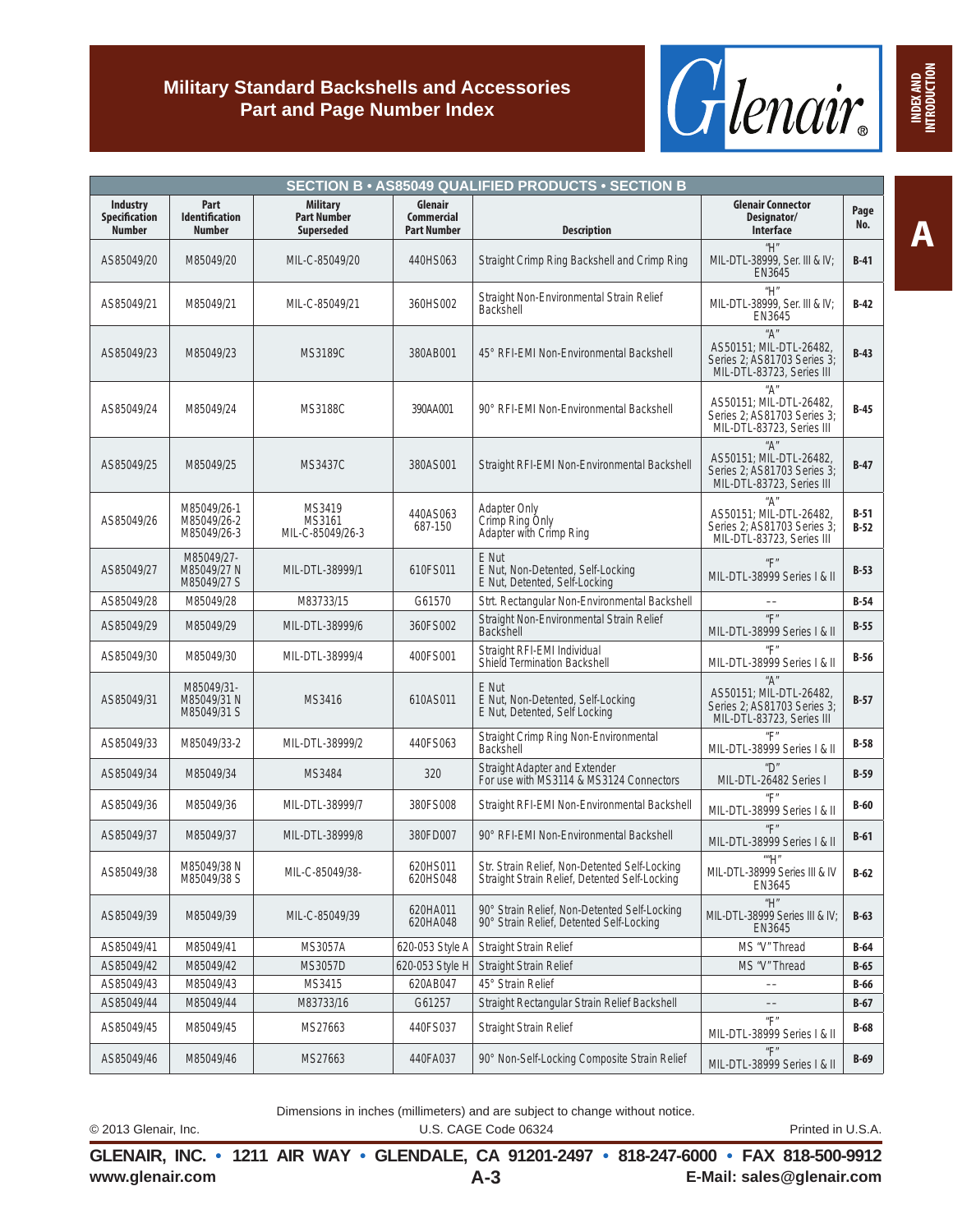# Military Standard Backshells and Accessories Part and Page Number Index

| SECTION B • AS85049 QUALIFIED PRODUCTS • SECTION B | | | | | | |
|---|---|---|---|---|---|---|
| **Industry Specification Number** | **Part Identification Number** | **Military Part Number Superseded** | **Glenair Commercial Part Number** | **Description** | **Glenair Connector Designator/ Interface** | **Page No.** |
| AS85049/20 | M85049/20 | MIL-C-85049/20 | 440HS063 | Straight Crimp Ring Backshell and Crimp Ring | "H" MIL-DTL-38999, Ser. III & IV; EN3645 | **B-41** |
| AS85049/21 | M85049/21 | MIL-C-85049/21 | 360HS002 | Straight Non-Environmental Strain Relief Backshell | "H" MIL-DTL-38999, Ser. III & IV; EN3645 | **B-42** |
| AS85049/23 | M85049/23 | MS3189C | 380AB001 | 45° RFI-EMI Non-Environmental Backshell | "A" AS50151; MIL-DTL-26482, Series 2; AS81703 Series 3; MIL-DTL-83723, Series III | **B-43** |
| AS85049/24 | M85049/24 | MS3188C | 390AA001 | 90° RFI-EMI Non-Environmental Backshell | "A" AS50151; MIL-DTL-26482, Series 2; AS81703 Series 3; MIL-DTL-83723, Series III | **B-45** |
| AS85049/25 | M85049/25 | MS3437C | 380AS001 | Straight RFI-EMI Non-Environmental Backshell | "A" AS50151; MIL-DTL-26482, Series 2; AS81703 Series 3; MIL-DTL-83723, Series III | **B-47** |
| AS85049/26 | M85049/26-1<br>M85049/26-2<br>M85049/26-3 | MS3419<br>MS3161<br>MIL-C-85049/26-3 | 440AS063<br>687-150 | Adapter Only<br>Crimp Ring Only<br>Adapter with Crimp Ring | "A" AS50151; MIL-DTL-26482, Series 2; AS81703 Series 3; MIL-DTL-83723, Series III | **B-51**<br>**B-52** |
| AS85049/27 | M85049/27-<br>M85049/27 N<br>M85049/27 S | MIL-DTL-38999/1 | 610FS011 | E Nut<br>E Nut, Non-Detented, Self-Locking<br>E Nut, Detented, Self-Locking | "F" MIL-DTL-38999 Series I & II | **B-53** |
| AS85049/28 | M85049/28 | M83733/15 | G61570 | Strt. Rectangular Non-Environmental Backshell | -- | **B-54** |
| AS85049/29 | M85049/29 | MIL-DTL-38999/6 | 360FS002 | Straight Non-Environmental Strain Relief Backshell | "F" MIL-DTL-38999 Series I & II | **B-55** |
| AS85049/30 | M85049/30 | MIL-DTL-38999/4 | 400FS001 | Straight RFI-EMI Individual Shield Termination Backshell | "F" MIL-DTL-38999 Series I & II | **B-56** |
| AS85049/31 | M85049/31-<br>M85049/31 N<br>M85049/31 S | MS3416 | 610AS011 | E Nut<br>E Nut, Non-Detented, Self-Locking<br>E Nut, Detented, Self Locking | "A" AS50151; MIL-DTL-26482, Series 2; AS81703 Series 3; MIL-DTL-83723, Series III | **B-57** |
| AS85049/33 | M85049/33-2 | MIL-DTL-38999/2 | 440FS063 | Straight Crimp Ring Non-Environmental Backshell | "F" MIL-DTL-38999 Series I & II | **B-58** |
| AS85049/34 | M85049/34 | MS3484 | 320 | Straight Adapter and Extender For use with MS3114 & MS3124 Connectors | "D" MIL-DTL-26482 Series I | **B-59** |
| AS85049/36 | M85049/36 | MIL-DTL-38999/7 | 380FS008 | Straight RFI-EMI Non-Environmental Backshell | "F" MIL-DTL-38999 Series I & II | **B-60** |
| AS85049/37 | M85049/37 | MIL-DTL-38999/8 | 380FD007 | 90° RFI-EMI Non-Environmental Backshell | "F" MIL-DTL-38999 Series I & II | **B-61** |
| AS85049/38 | M85049/38 N<br>M85049/38 S | MIL-C-85049/38- | 620HS011<br>620HS048 | Str. Strain Relief, Non-Detented Self-Locking<br>Straight Strain Relief, Detented Self-Locking | ""H" MIL-DTL-38999 Series III & IV EN3645 | **B-62** |
| AS85049/39 | M85049/39 | MIL-C-85049/39 | 620HA011<br>620HA048 | 90° Strain Relief, Non-Detented Self-Locking<br>90° Strain Relief, Detented Self-Locking | "H" MIL-DTL-38999 Series III & IV; EN3645 | **B-63** |
| AS85049/41 | M85049/41 | MS3057A | 620-053 Style A | Straight Strain Relief | MS "V" Thread | **B-64** |
| AS85049/42 | M85049/42 | MS3057D | 620-053 Style H | Straight Strain Relief | MS "V" Thread | **B-65** |
| AS85049/43 | M85049/43 | MS3415 | 620AB047 | 45° Strain Relief | -- | **B-66** |
| AS85049/44 | M85049/44 | M83733/16 | G61257 | Straight Rectangular Strain Relief Backshell | -- | **B-67** |
| AS85049/45 | M85049/45 | MS27663 | 440FS037 | Straight Strain Relief | "F" MIL-DTL-38999 Series I & II | **B-68** |
| AS85049/46 | M85049/46 | MS27663 | 440FA037 | 90° Non-Self-Locking Composite Strain Relief | "F" MIL-DTL-38999 Series I & II | **B-69** |

Dimensions in inches (millimeters) and are subject to change without notice.

© 2013 Glenair, Inc. U.S. CAGE Code 06324 Printed in U.S.A.

**GLENAIR, INC. • 1211 AIR WAY • GLENDALE, CA 91201-2497 • 818-247-6000 • FAX 818-500-9912**

**www.glenair.com** **E-Mail: sales@glenair.com**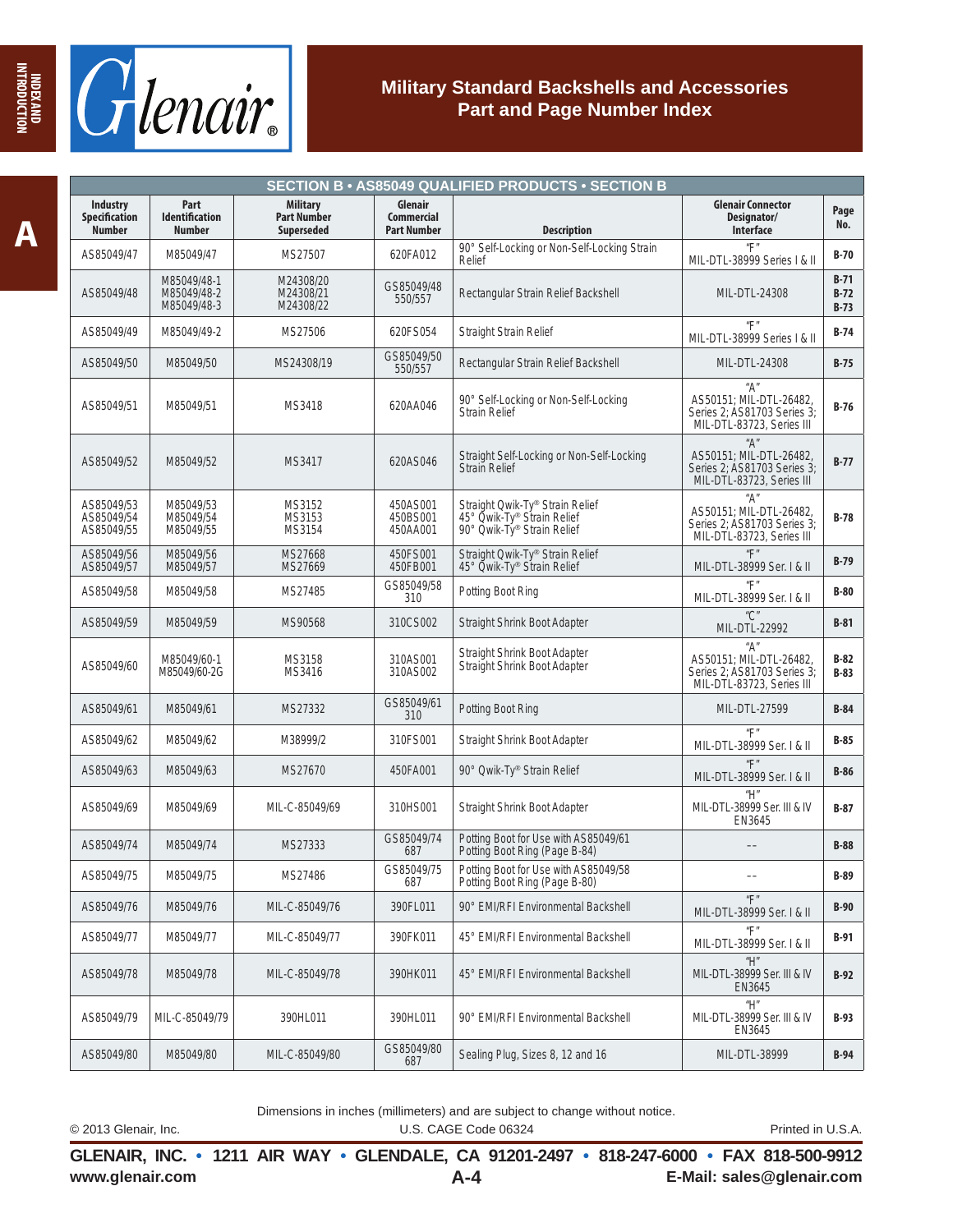# Military Standard Backshells and Accessories Part and Page Number Index

| SECTION B • AS85049 QUALIFIED PRODUCTS • SECTION B | | | | | | |
|---|---|---|---|---|---|---|
| **Industry Specification Number** | **Part Identification Number** | **Military Part Number Superseded** | **Glenair Commercial Part Number** | **Description** | **Glenair Connector Designator/ Interface** | **Page No.** |
| AS85049/47 | M85049/47 | MS27507 | 620FA012 | 90° Self-Locking or Non-Self-Locking Strain Relief | "F" MIL-DTL-38999 Series I & II | B-70 |
| AS85049/48 | M85049/48-1 M85049/48-2 M85049/48-3 | M24308/20 M24308/21 M24308/22 | GS85049/48 550/557 | Rectangular Strain Relief Backshell | MIL-DTL-24308 | B-71 B-72 B-73 |
| AS85049/49 | M85049/49-2 | MS27506 | 620FS054 | Straight Strain Relief | "F" MIL-DTL-38999 Series I & II | B-74 |
| AS85049/50 | M85049/50 | MS24308/19 | GS85049/50 550/557 | Rectangular Strain Relief Backshell | MIL-DTL-24308 | B-75 |
| AS85049/51 | M85049/51 | MS3418 | 620AA046 | 90° Self-Locking or Non-Self-Locking Strain Relief | "A" AS50151; MIL-DTL-26482, Series 2; AS81703 Series 3; MIL-DTL-83723, Series III | B-76 |
| AS85049/52 | M85049/52 | MS3417 | 620AS046 | Straight Self-Locking or Non-Self-Locking Strain Relief | "A" AS50151; MIL-DTL-26482, Series 2; AS81703 Series 3; MIL-DTL-83723, Series III | B-77 |
| AS85049/53 AS85049/54 AS85049/55 | M85049/53 M85049/54 M85049/55 | MS3152 MS3153 MS3154 | 450AS001 450BS001 450AA001 | Straight Qwik-Ty® Strain Relief 45° Qwik-Ty® Strain Relief 90° Qwik-Ty® Strain Relief | "A" AS50151; MIL-DTL-26482, Series 2; AS81703 Series 3; MIL-DTL-83723, Series III | B-78 |
| AS85049/56 AS85049/57 | M85049/56 M85049/57 | MS27668 MS27669 | 450FS001 450FB001 | Straight Qwik-Ty® Strain Relief 45° Qwik-Ty® Strain Relief | "F" MIL-DTL-38999 Ser. I & II | B-79 |
| AS85049/58 | M85049/58 | MS27485 | GS85049/58 310 | Potting Boot Ring | "F" MIL-DTL-38999 Ser. I & II | B-80 |
| AS85049/59 | M85049/59 | MS90568 | 310CS002 | Straight Shrink Boot Adapter | "C" MIL-DTL-22992 | B-81 |
| AS85049/60 | M85049/60-1 M85049/60-2G | MS3158 MS3416 | 310AS001 310AS002 | Straight Shrink Boot Adapter Straight Shrink Boot Adapter | "A" AS50151; MIL-DTL-26482, Series 2; AS81703 Series 3; MIL-DTL-83723, Series III | B-82 B-83 |
| AS85049/61 | M85049/61 | MS27332 | GS85049/61 310 | Potting Boot Ring | MIL-DTL-27599 | B-84 |
| AS85049/62 | M85049/62 | M38999/2 | 310FS001 | Straight Shrink Boot Adapter | "F" MIL-DTL-38999 Ser. I & II | B-85 |
| AS85049/63 | M85049/63 | MS27670 | 450FA001 | 90° Qwik-Ty® Strain Relief | "F" MIL-DTL-38999 Ser. I & II | B-86 |
| AS85049/69 | M85049/69 | MIL-C-85049/69 | 310HS001 | Straight Shrink Boot Adapter | "H" MIL-DTL-38999 Ser. III & IV EN3645 | B-87 |
| AS85049/74 | M85049/74 | MS27333 | GS85049/74 687 | Potting Boot for Use with AS85049/61 Potting Boot Ring (Page B-84) | -- | B-88 |
| AS85049/75 | M85049/75 | MS27486 | GS85049/75 687 | Potting Boot for Use with AS85049/58 Potting Boot Ring (Page B-80) | -- | B-89 |
| AS85049/76 | M85049/76 | MIL-C-85049/76 | 390FL011 | 90° EMI/RFI Environmental Backshell | "F" MIL-DTL-38999 Ser. I & II | B-90 |
| AS85049/77 | M85049/77 | MIL-C-85049/77 | 390FK011 | 45° EMI/RFI Environmental Backshell | "F" MIL-DTL-38999 Ser. I & II | B-91 |
| AS85049/78 | M85049/78 | MIL-C-85049/78 | 390HK011 | 45° EMI/RFI Environmental Backshell | "H" MIL-DTL-38999 Ser. III & IV EN3645 | B-92 |
| AS85049/79 | MIL-C-85049/79 | 390HL011 | 390HL011 | 90° EMI/RFI Environmental Backshell | "H" MIL-DTL-38999 Ser. III & IV EN3645 | B-93 |
| AS85049/80 | M85049/80 | MIL-C-85049/80 | GS85049/80 687 | Sealing Plug, Sizes 8, 12 and 16 | MIL-DTL-38999 | B-94 |

Dimensions in inches (millimeters) and are subject to change without notice.

© 2013 Glenair, Inc. U.S. CAGE Code 06324 Printed in U.S.A.

**GLENAIR, INC. • 1211 AIR WAY • GLENDALE, CA 91201-2497 • 818-247-6000 • FAX 818-500-9912**

**www.glenair.com** **E-Mail: sales@glenair.com**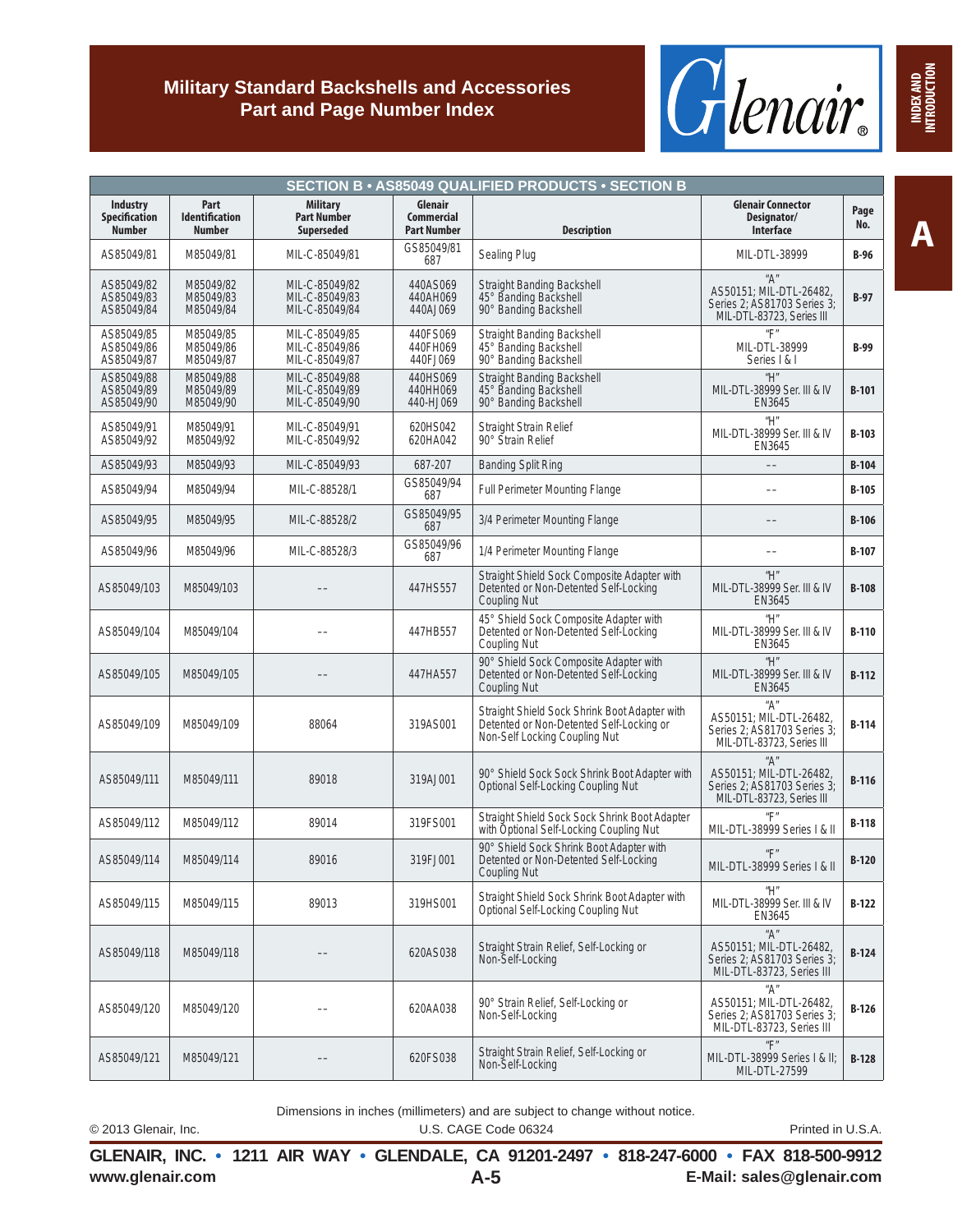# Military Standard Backshells and Accessories
## Part and Page Number Index

| SECTION B • AS85049 QUALIFIED PRODUCTS • SECTION B | | | | | | |
|---|---|---|---|---|---|---|
| **Industry Specification Number** | **Part Identification Number** | **Military Part Number Superseded** | **Glenair Commercial Part Number** | **Description** | **Glenair Connector Designator/ Interface** | **Page No.** |
| AS85049/81 | M85049/81 | MIL-C-85049/81 | GS85049/81 687 | Sealing Plug | MIL-DTL-38999 | **B-96** |
| AS85049/82<br>AS85049/83<br>AS85049/84 | M85049/82<br>M85049/83<br>M85049/84 | MIL-C-85049/82<br>MIL-C-85049/83<br>MIL-C-85049/84 | 440AS069<br>440AH069<br>440AJ069 | Straight Banding Backshell<br>45° Banding Backshell<br>90° Banding Backshell | "A"<br>AS50151; MIL-DTL-26482, Series 2; AS81703 Series 3; MIL-DTL-83723, Series III | **B-97** |
| AS85049/85<br>AS85049/86<br>AS85049/87 | M85049/85<br>M85049/86<br>M85049/87 | MIL-C-85049/85<br>MIL-C-85049/86<br>MIL-C-85049/87 | 440FS069<br>440FH069<br>440FJ069 | Straight Banding Backshell<br>45° Banding Backshell<br>90° Banding Backshell | "F"<br>MIL-DTL-38999 Series I & I | **B-99** |
| AS85049/88<br>AS85049/89<br>AS85049/90 | M85049/88<br>M85049/89<br>M85049/90 | MIL-C-85049/88<br>MIL-C-85049/89<br>MIL-C-85049/90 | 440HS069<br>440HH069<br>440-HJ069 | Straight Banding Backshell<br>45° Banding Backshell<br>90° Banding Backshell | "H"<br>MIL-DTL-38999 Ser. III & IV EN3645 | **B-101** |
| AS85049/91<br>AS85049/92 | M85049/91<br>M85049/92 | MIL-C-85049/91<br>MIL-C-85049/92 | 620HS042<br>620HA042 | Straight Strain Relief<br>90° Strain Relief | "H"<br>MIL-DTL-38999 Ser. III & IV EN3645 | **B-103** |
| AS85049/93 | M85049/93 | MIL-C-85049/93 | 687-207 | Banding Split Ring | -- | **B-104** |
| AS85049/94 | M85049/94 | MIL-C-88528/1 | GS85049/94 687 | Full Perimeter Mounting Flange | -- | **B-105** |
| AS85049/95 | M85049/95 | MIL-C-88528/2 | GS85049/95 687 | 3/4 Perimeter Mounting Flange | -- | **B-106** |
| AS85049/96 | M85049/96 | MIL-C-88528/3 | GS85049/96 687 | 1/4 Perimeter Mounting Flange | -- | **B-107** |
| AS85049/103 | M85049/103 | -- | 447HS557 | Straight Shield Sock Composite Adapter with Detented or Non-Detented Self-Locking Coupling Nut | "H"<br>MIL-DTL-38999 Ser. III & IV EN3645 | **B-108** |
| AS85049/104 | M85049/104 | -- | 447HB557 | 45° Shield Sock Composite Adapter with Detented or Non-Detented Self-Locking Coupling Nut | "H"<br>MIL-DTL-38999 Ser. III & IV EN3645 | **B-110** |
| AS85049/105 | M85049/105 | -- | 447HA557 | 90° Shield Sock Composite Adapter with Detented or Non-Detented Self-Locking Coupling Nut | "H"<br>MIL-DTL-38999 Ser. III & IV EN3645 | **B-112** |
| AS85049/109 | M85049/109 | 88064 | 319AS001 | Straight Shield Sock Shrink Boot Adapter with Detented or Non-Detented Self-Locking or Non-Self Locking Coupling Nut | "A"<br>AS50151; MIL-DTL-26482, Series 2; AS81703 Series 3; MIL-DTL-83723, Series III | **B-114** |
| AS85049/111 | M85049/111 | 89018 | 319AJ001 | 90° Shield Sock Sock Shrink Boot Adapter with Optional Self-Locking Coupling Nut | "A"<br>AS50151; MIL-DTL-26482, Series 2; AS81703 Series 3; MIL-DTL-83723, Series III | **B-116** |
| AS85049/112 | M85049/112 | 89014 | 319FS001 | Straight Shield Sock Sock Shrink Boot Adapter with Optional Self-Locking Coupling Nut | "F"<br>MIL-DTL-38999 Series I & II | **B-118** |
| AS85049/114 | M85049/114 | 89016 | 319FJ001 | 90° Shield Sock Shrink Boot Adapter with Detented or Non-Detented Self-Locking Coupling Nut | "F"<br>MIL-DTL-38999 Series I & II | **B-120** |
| AS85049/115 | M85049/115 | 89013 | 319HS001 | Straight Shield Sock Shrink Boot Adapter with Optional Self-Locking Coupling Nut | "H"<br>MIL-DTL-38999 Ser. III & IV EN3645 | **B-122** |
| AS85049/118 | M85049/118 | -- | 620AS038 | Straight Strain Relief, Self-Locking or Non-Self-Locking | "A"<br>AS50151; MIL-DTL-26482, Series 2; AS81703 Series 3; MIL-DTL-83723, Series III | **B-124** |
| AS85049/120 | M85049/120 | -- | 620AA038 | 90° Strain Relief, Self-Locking or Non-Self-Locking | "A"<br>AS50151; MIL-DTL-26482, Series 2; AS81703 Series 3; MIL-DTL-83723, Series III | **B-126** |
| AS85049/121 | M85049/121 | -- | 620FS038 | Straight Strain Relief, Self-Locking or Non-Self-Locking | "F"<br>MIL-DTL-38999 Series I & II; MIL-DTL-27599 | **B-128** |

Dimensions in inches (millimeters) and are subject to change without notice.

© 2013 Glenair, Inc. U.S. CAGE Code 06324 Printed in U.S.A.

**GLENAIR, INC. • 1211 AIR WAY • GLENDALE, CA 91201-2497 • 818-247-6000 • FAX 818-500-9912**
**www.glenair.com** **E-Mail: sales@glenair.com**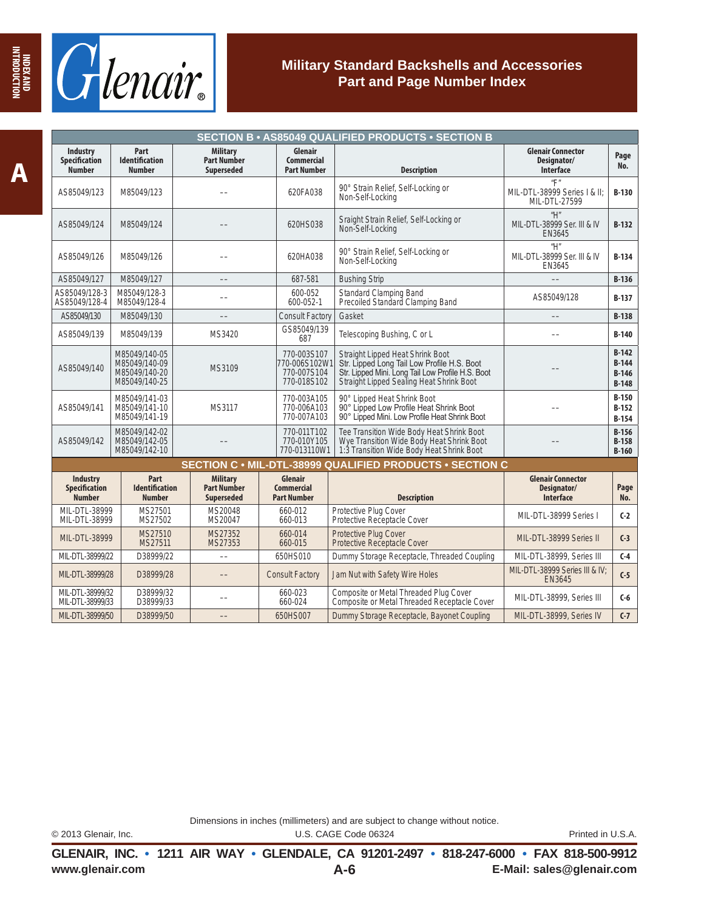# Military Standard Backshells and Accessories Part and Page Number Index

| Industry Specification Number | Part Identification Number | Military Part Number Superseded | Glenair Commercial Part Number | Description | Glenair Connector Designator/ Interface | Page No. |
|---|---|---|---|---|---|---|
| **SECTION B • AS85049 QUALIFIED PRODUCTS • SECTION B** | | | | | | |
| AS85049/123 | M85049/123 | -- | 620FA038 | 90° Strain Relief, Self-Locking or Non-Self-Locking | "F" MIL-DTL-38999 Series I & II; MIL-DTL-27599 | B-130 |
| AS85049/124 | M85049/124 | -- | 620HS038 | Sraight Strain Relief, Self-Locking or Non-Self-Locking | "H" MIL-DTL-38999 Ser. III & IV EN3645 | B-132 |
| AS85049/126 | M85049/126 | -- | 620HA038 | 90° Strain Relief, Self-Locking or Non-Self-Locking | "H" MIL-DTL-38999 Ser. III & IV EN3645 | B-134 |
| AS85049/127 | M85049/127 | -- | 687-581 | Bushing Strip | -- | B-136 |
| AS85049/128-3<br>AS85049/128-4 | M85049/128-3<br>M85049/128-4 | -- | 600-052<br>600-052-1 | Standard Clamping Band<br>Precoiled Standard Clamping Band | AS85049/128 | B-137 |
| AS85049/130 | M85049/130 | -- | Consult Factory | Gasket | -- | B-138 |
| AS85049/139 | M85049/139 | MS3420 | GS85049/139<br>687 | Telescoping Bushing, C or L | -- | B-140 |
| AS85049/140 | M85049/140-05<br>M85049/140-09<br>M85049/140-20<br>M85049/140-25 | MS3109 | 770-003S107<br>770-006S102W1<br>770-007S104<br>770-018S102 | Straight Lipped Heat Shrink Boot<br>Str. Lipped Long Tail Low Profile H.S. Boot<br>Str. Lipped Mini. Long Tail Low Profile H.S. Boot<br>Straight Lipped Sealing Heat Shrink Boot | -- | B-142<br>B-144<br>B-146<br>B-148 |
| AS85049/141 | M85049/141-03<br>M85049/141-10<br>M85049/141-19 | MS3117 | 770-003A105<br>770-006A103<br>770-007A103 | 90° Lipped Heat Shrink Boot<br>90° Lipped Low Profile Heat Shrink Boot<br>90° Lipped Mini. Low Profile Heat Shrink Boot | -- | B-150<br>B-152<br>B-154 |
| AS85049/142 | M85049/142-02<br>M85049/142-05<br>M85049/142-10 | -- | 770-011T102<br>770-010Y105<br>770-013110W1 | Tee Transition Wide Body Heat Shrink Boot<br>Wye Transition Wide Body Heat Shrink Boot<br>1:3 Transition Wide Body Heat Shrink Boot | -- | B-156<br>B-158<br>B-160 |
| **SECTION C • MIL-DTL-38999 QUALIFIED PRODUCTS • SECTION C** | | | | | | |
| MIL-DTL-38999<br>MIL-DTL-38999 | MS27501<br>MS27502 | MS20048<br>MS20047 | 660-012<br>660-013 | Protective Plug Cover<br>Protective Receptacle Cover | MIL-DTL-38999 Series I | C-2 |
| MIL-DTL-38999 | MS27510<br>MS27511 | MS27352<br>MS27353 | 660-014<br>660-015 | Protective Plug Cover<br>Protective Receptacle Cover | MIL-DTL-38999 Series II | C-3 |
| MIL-DTL-38999/22 | D38999/22 | -- | 650HS010 | Dummy Storage Receptacle, Threaded Coupling | MIL-DTL-38999, Series III | C-4 |
| MIL-DTL-38999/28 | D38999/28 | -- | Consult Factory | Jam Nut with Safety Wire Holes | MIL-DTL-38999 Series III & IV; EN3645 | C-5 |
| MIL-DTL-38999/32<br>MIL-DTL-38999/33 | D38999/32<br>D38999/33 | -- | 660-023<br>660-024 | Composite or Metal Threaded Plug Cover<br>Composite or Metal Threaded Receptacle Cover | MIL-DTL-38999, Series III | C-6 |
| MIL-DTL-38999/50 | D38999/50 | -- | 650HS007 | Dummy Storage Receptacle, Bayonet Coupling | MIL-DTL-38999, Series IV | C-7 |

Dimensions in inches (millimeters) and are subject to change without notice.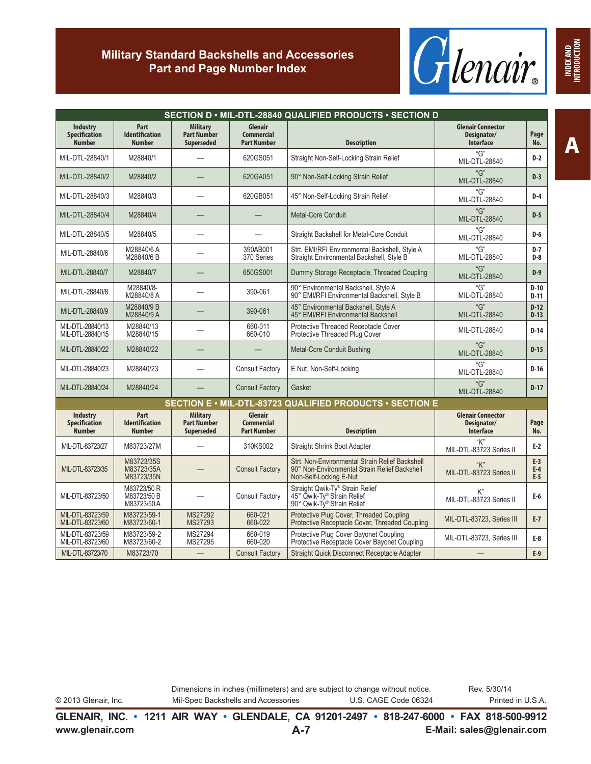# Military Standard Backshells and Accessories Part and Page Number Index

| SECTION D • MIL-DTL-28840 QUALIFIED PRODUCTS • SECTION D | | | | | | |
|---|---|---|---|---|---|---|
| **Industry Specification Number** | **Part Identification Number** | **Military Part Number Superseded** | **Glenair Commercial Part Number** | **Description** | **Glenair Connector Designator/ Interface** | **Page No.** |
| MIL-DTL-28840/1 | M28840/1 | — | 620GS051 | Straight Non-Self-Locking Strain Relief | "G" MIL-DTL-28840 | D-2 |
| MIL-DTL-28840/2 | M28840/2 | — | 620GA051 | 90° Non-Self-Locking Strain Relief | "G" MIL-DTL-28840 | D-3 |
| MIL-DTL-28840/3 | M28840/3 | — | 620GB051 | 45° Non-Self-Locking Strain Relief | "G" MIL-DTL-28840 | D-4 |
| MIL-DTL-28840/4 | M28840/4 | — | — | Metal-Core Conduit | "G" MIL-DTL-28840 | D-5 |
| MIL-DTL-28840/5 | M28840/5 | — | — | Straight Backshell for Metal-Core Conduit | "G" MIL-DTL-28840 | D-6 |
| MIL-DTL-28840/6 | M28840/6 A<br>M28840/6 B | — | 390AB001<br>370 Series | Strt. EMI/RFI Environmental Backshell, Style A<br>Straight Environmental Backshell, Style B | "G" MIL-DTL-28840 | D-7<br>D-8 |
| MIL-DTL-28840/7 | M28840/7 | — | 650GS001 | Dummy Storage Receptacle, Threaded Coupling | "G" MIL-DTL-28840 | D-9 |
| MIL-DTL-28840/8 | M28840/8-<br>M28840/8 A | — | 390-061 | 90° Environmental Backshell, Style A<br>90° EMI/RFI Environmental Backshell, Style B | "G" MIL-DTL-28840 | D-10<br>D-11 |
| MIL-DTL-28840/9 | M28840/9 B<br>M28840/9 A | — | 390-061 | 45° Environmental Backshell, Style A<br>45° EMI/RFI Environmental Backshell | "G" MIL-DTL-28840 | D-12<br>D-13 |
| MIL-DTL-28840/13<br>MIL-DTL-28840/15 | M28840/13<br>M28840/15 | — | 660-011<br>660-010 | Protective Threaded Receptacle Cover<br>Protective Threaded Plug Cover | MIL-DTL-28840 | D-14 |
| MIL-DTL-28840/22 | M28840/22 | — | — | Metal-Core Conduit Bushing | "G" MIL-DTL-28840 | D-15 |
| MIL-DTL-28840/23 | M28840/23 | — | Consult Factory | E Nut, Non-Self-Locking | "G" MIL-DTL-28840 | D-16 |
| MIL-DTL-28840/24 | M28840/24 | — | Consult Factory | Gasket | "G" MIL-DTL-28840 | D-17 |

| SECTION E • MIL-DTL-83723 QUALIFIED PRODUCTS • SECTION E | | | | | | |
|---|---|---|---|---|---|---|
| **Industry Specification Number** | **Part Identification Number** | **Military Part Number Superseded** | **Glenair Commercial Part Number** | **Description** | **Glenair Connector Designator/ Interface** | **Page No.** |
| MIL-DTL-83723/27 | M83723/27M | — | 310KS002 | Straight Shrink Boot Adapter | "K" MIL-DTL-83723 Series II | E-2 |
| MIL-DTL-83723/35 | M83723/35S<br>M83723/35A<br>M83723/35N | — | Consult Factory | Strt. Non-Environmental Strain Relief Backshell<br>90° Non-Environmental Strain Relief Backshell<br>Non-Self-Locking E-Nut | "K" MIL-DTL-83723 Series II | E-3<br>E-4<br>E-5 |
| MIL-DTL-83723/50 | M83723/50 R<br>M83723/50 B<br>M83723/50 A | — | Consult Factory | Straight Qwik-Ty® Strain Relief<br>45° Qwik-Ty® Strain Relief<br>90° Qwik-Ty® Strain Relief | K" MIL-DTL-83723 Series II | E-6 |
| MIL-DTL-83723/59<br>MIL-DTL-83723/60 | M83723/59-1<br>M83723/60-1 | MS27292<br>MS27293 | 660-021<br>660-022 | Protective Plug Cover, Threaded Coupling<br>Protective Receptacle Cover, Threaded Coupling | MIL-DTL-83723, Series III | E-7 |
| MIL-DTL-83723/59<br>MIL-DTL-83723/60 | M83723/59-2<br>M83723/60-2 | MS27294<br>MS27295 | 660-019<br>660-020 | Protective Plug Cover Bayonet Coupling<br>Protective Receptacle Cover Bayonet Coupling | MIL-DTL-83723, Series III | E-8 |
| MIL-DTL-83723/70 | M83723/70 | — | Consult Factory | Straight Quick Disconnect Receptacle Adapter | — | E-9 |

Dimensions in inches (millimeters) and are subject to change without notice.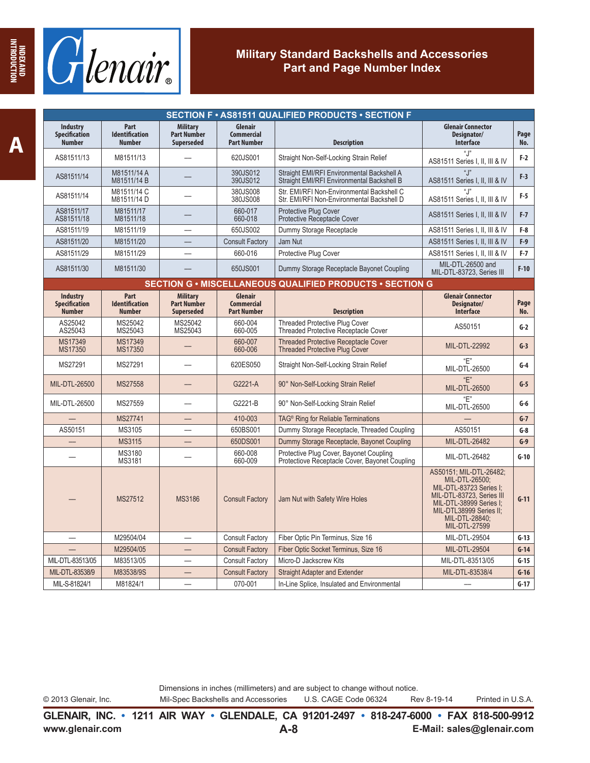# Military Standard Backshells and Accessories Part and Page Number Index

| SECTION F • AS81511 QUALIFIED PRODUCTS • SECTION F | | | | | | |
|---|---|---|---|---|---|---|
| **Industry Specification Number** | **Part Identification Number** | **Military Part Number Superseded** | **Glenair Commercial Part Number** | **Description** | **Glenair Connector Designator/ Interface** | **Page No.** |
| AS81511/13 | M81511/13 | — | 620JS001 | Straight Non-Self-Locking Strain Relief | "J" AS81511 Series I, II, III & IV | F-2 |
| AS81511/14 | M81511/14 A<br>M81511/14 B | — | 390JS012<br>390JS012 | Straight EMI/RFI Environmental Backshell A<br>Straight EMI/RFI Environmental Backshell B | "J" AS81511 Series I, II, III & IV | F-3 |
| AS81511/14 | M81511/14 C<br>M81511/14 D | — | 380JS008<br>380JS008 | Str. EMI/RFI Non-Environmental Backshell C<br>Str. EMI/RFI Non-Environmental Backshell D | "J" AS81511 Series I, II, III & IV | F-5 |
| AS81511/17<br>AS81511/18 | M81511/17<br>M81511/18 | — | 660-017<br>660-018 | Protective Plug Cover<br>Protective Receptacle Cover | AS81511 Series I, II, III & IV | F-7 |
| AS81511/19 | M81511/19 | — | 650JS002 | Dummy Storage Receptacle | AS81511 Series I, II, III & IV | F-8 |
| AS81511/20 | M81511/20 | — | Consult Factory | Jam Nut | AS81511 Series I, II, III & IV | F-9 |
| AS81511/29 | M81511/29 | — | 660-016 | Protective Plug Cover | AS81511 Series I, II, III & IV | F-7 |
| AS81511/30 | M81511/30 | — | 650JS001 | Dummy Storage Receptacle Bayonet Coupling | MIL-DTL-26500 and MIL-DTL-83723, Series III | F-10 |

| SECTION G • MISCELLANEOUS QUALIFIED PRODUCTS • SECTION G | | | | | | |
|---|---|---|---|---|---|---|
| **Industry Specification Number** | **Part Identification Number** | **Military Part Number Superseded** | **Glenair Commercial Part Number** | **Description** | **Glenair Connector Designator/ Interface** | **Page No.** |
| AS25042<br>AS25043 | MS25042<br>MS25043 | MS25042<br>MS25043 | 660-004<br>660-005 | Threaded Protective Plug Cover<br>Threaded Protective Receptacle Cover | AS50151 | G-2 |
| MS17349<br>MS17350 | MS17349<br>MS17350 | — | 660-007<br>660-006 | Threaded Protective Receptacle Cover<br>Threaded Protective Plug Cover | MIL-DTL-22992 | G-3 |
| MS27291 | MS27291 | — | 620ES050 | Straight Non-Self-Locking Strain Relief | "E" MIL-DTL-26500 | G-4 |
| MIL-DTL-26500 | MS27558 | — | G2221-A | 90° Non-Self-Locking Strain Relief | "E" MIL-DTL-26500 | G-5 |
| MIL-DTL-26500 | MS27559 | — | G2221-B | 90° Non-Self-Locking Strain Relief | "E" MIL-DTL-26500 | G-6 |
| — | MS27741 | — | 410-003 | TAG® Ring for Reliable Terminations | — | G-7 |
| AS50151 | MS3105 | — | 650BS001 | Dummy Storage Receptacle, Threaded Coupling | AS50151 | G-8 |
| — | MS3115 | — | 650DS001 | Dummy Storage Receptacle, Bayonet Coupling | MIL-DTL-26482 | G-9 |
| — | MS3180<br>MS3181 | — | 660-008<br>660-009 | Protective Plug Cover, Bayonet Coupling<br>Protectiove Receptacle Cover, Bayonet Coupling | MIL-DTL-26482 | G-10 |
| — | MS27512 | MS3186 | Consult Factory | Jam Nut with Safety Wire Holes | AS50151; MIL-DTL-26482; MIL-DTL-26500; MIL-DTL-83723 Series I; MIL-DTL-83723, Series III MIL-DTL-38999 Series I; MIL-DTL38999 Series II; MIL-DTL-28840; MIL-DTL-27599 | G-11 |
| — | M29504/04 | — | Consult Factory | Fiber Optic Pin Terminus, Size 16 | MIL-DTL-29504 | G-13 |
| — | M29504/05 | — | Consult Factory | Fiber Optic Socket Terminus, Size 16 | MIL-DTL-29504 | G-14 |
| MIL-DTL-83513/05 | M83513/05 | — | Consult Factory | Micro-D Jackscrew Kits | MIL-DTL-83513/05 | G-15 |
| MIL-DTL-83538/9 | M83538/9S | — | Consult Factory | Straight Adapter and Extender | MIL-DTL-83538/4 | G-16 |
| MIL-S-81824/1 | M81824/1 | — | 070-001 | In-Line Splice, Insulated and Environmental | — | G-17 |

Dimensions in inches (millimeters) and are subject to change without notice.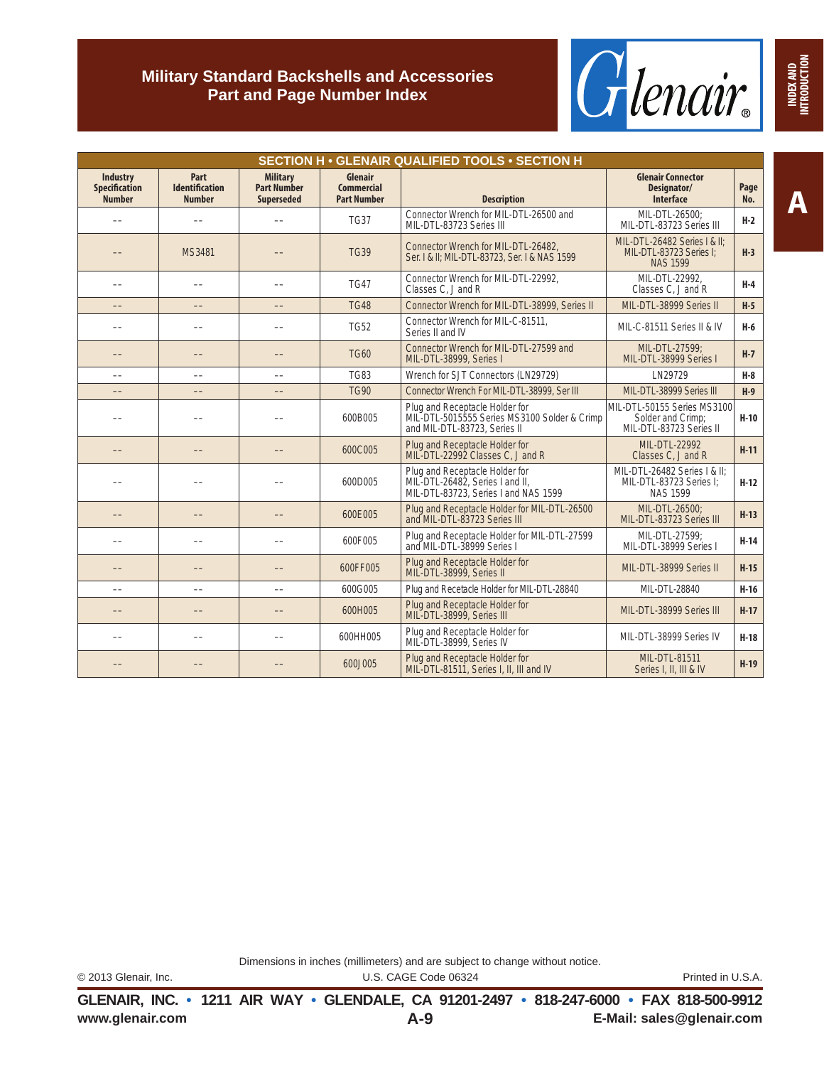# Military Standard Backshells and Accessories
## Part and Page Number Index

| SECTION H • GLENAIR QUALIFIED TOOLS • SECTION H | | | | | | |
|---|---|---|---|---|---|---|
| **Industry Specification Number** | **Part Identification Number** | **Military Part Number Superseded** | **Glenair Commercial Part Number** | **Description** | **Glenair Connector Designator/ Interface** | **Page No.** |
| -- | -- | -- | TG37 | Connector Wrench for MIL-DTL-26500 and MIL-DTL-83723 Series III | MIL-DTL-26500; MIL-DTL-83723 Series III | H-2 |
| -- | MS3481 | -- | TG39 | Connector Wrench for MIL-DTL-26482, Ser. I & II; MIL-DTL-83723, Ser. I & NAS 1599 | MIL-DTL-26482 Series I & II; MIL-DTL-83723 Series I; NAS 1599 | H-3 |
| -- | -- | -- | TG47 | Connector Wrench for MIL-DTL-22992, Classes C, J and R | MIL-DTL-22992, Classes C, J and R | H-4 |
| -- | -- | -- | TG48 | Connector Wrench for MIL-DTL-38999, Series II | MIL-DTL-38999 Series II | H-5 |
| -- | -- | -- | TG52 | Connector Wrench for MIL-C-81511, Series II and IV | MIL-C-81511 Series II & IV | H-6 |
| -- | -- | -- | TG60 | Connector Wrench for MIL-DTL-27599 and MIL-DTL-38999, Series I | MIL-DTL-27599; MIL-DTL-38999 Series I | H-7 |
| -- | -- | -- | TG83 | Wrench for SJT Connectors (LN29729) | LN29729 | H-8 |
| -- | -- | -- | TG90 | Connector Wrench For MIL-DTL-38999, Ser III | MIL-DTL-38999 Series III | H-9 |
| -- | -- | -- | 600B005 | Plug and Receptacle Holder for MIL-DTL-5015555 Series MS3100 Solder & Crimp and MIL-DTL-83723, Series II | MIL-DTL-50155 Series MS3100 Solder and Crimp; MIL-DTL-83723 Series II | H-10 |
| -- | -- | -- | 600C005 | Plug and Receptacle Holder for MIL-DTL-22992 Classes C, J and R | MIL-DTL-22992 Classes C, J and R | H-11 |
| -- | -- | -- | 600D005 | Plug and Receptacle Holder for MIL-DTL-26482, Series I and II, MIL-DTL-83723, Series I and NAS 1599 | MIL-DTL-26482 Series I & II; MIL-DTL-83723 Series I; NAS 1599 | H-12 |
| -- | -- | -- | 600E005 | Plug and Receptacle Holder for MIL-DTL-26500 and MIL-DTL-83723 Series III | MIL-DTL-26500; MIL-DTL-83723 Series III | H-13 |
| -- | -- | -- | 600F005 | Plug and Receptacle Holder for MIL-DTL-27599 and MIL-DTL-38999 Series I | MIL-DTL-27599; MIL-DTL-38999 Series I | H-14 |
| -- | -- | -- | 600FF005 | Plug and Receptacle Holder for MIL-DTL-38999, Series II | MIL-DTL-38999 Series II | H-15 |
| -- | -- | -- | 600G005 | Plug and Recetacle Holder for MIL-DTL-28840 | MIL-DTL-28840 | H-16 |
| -- | -- | -- | 600H005 | Plug and Receptacle Holder for MIL-DTL-38999, Series III | MIL-DTL-38999 Series III | H-17 |
| -- | -- | -- | 600HH005 | Plug and Receptacle Holder for MIL-DTL-38999, Series IV | MIL-DTL-38999 Series IV | H-18 |
| -- | -- | -- | 600J005 | Plug and Receptacle Holder for MIL-DTL-81511, Series I, II, III and IV | MIL-DTL-81511 Series I, II, III & IV | H-19 |

Dimensions in inches (millimeters) and are subject to change without notice.

© 2013 Glenair, Inc. U.S. CAGE Code 06324 Printed in U.S.A.

**GLENAIR, INC. • 1211 AIR WAY • GLENDALE, CA 91201-2497 • 818-247-6000 • FAX 818-500-9912**
**www.glenair.com** **E-Mail: sales@glenair.com**